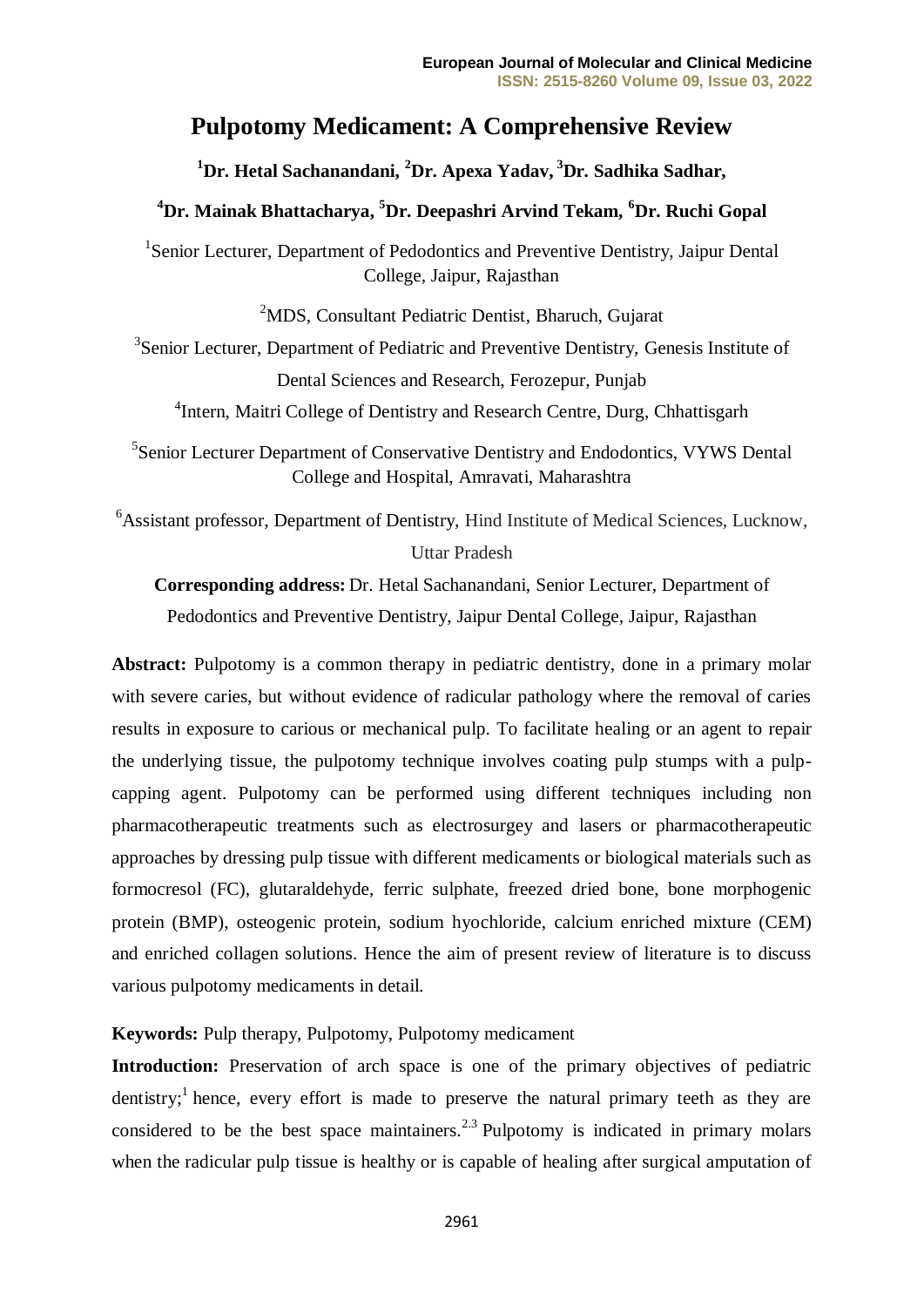# Pulpotomy Medicament: A Comprehensive Review

**[1]Dr. Hetal Sachanandani, [2]Dr. Apexa Yadav, [3]Dr. Sadhika Sadhar,**

**[4]Dr. Mainak Bhattacharya, [5]Dr. Deepashri Arvind Tekam, [6]Dr. Ruchi Gopal**

[1]Senior Lecturer, Department of Pedodontics and Preventive Dentistry, Jaipur Dental College, Jaipur, Rajasthan

[2]MDS, Consultant Pediatric Dentist, Bharuch, Gujarat

[3]Senior Lecturer, Department of Pediatric and Preventive Dentistry, Genesis Institute of Dental Sciences and Research, Ferozepur, Punjab

[4]Intern, Maitri College of Dentistry and Research Centre, Durg, Chhattisgarh

[5]Senior Lecturer Department of Conservative Dentistry and Endodontics, VYWS Dental College and Hospital, Amravati, Maharashtra

[6]Assistant professor, Department of Dentistry, Hind Institute of Medical Sciences, Lucknow, Uttar Pradesh

**Corresponding address:** Dr. Hetal Sachanandani, Senior Lecturer, Department of Pedodontics and Preventive Dentistry, Jaipur Dental College, Jaipur, Rajasthan

**Abstract:** Pulpotomy is a common therapy in pediatric dentistry, done in a primary molar with severe caries, but without evidence of radicular pathology where the removal of caries results in exposure to carious or mechanical pulp. To facilitate healing or an agent to repair the underlying tissue, the pulpotomy technique involves coating pulp stumps with a pulp-capping agent. Pulpotomy can be performed using different techniques including non pharmacotherapeutic treatments such as electrosurgey and lasers or pharmacotherapeutic approaches by dressing pulp tissue with different medicaments or biological materials such as formocresol (FC), glutaraldehyde, ferric sulphate, freezed dried bone, bone morphogenic protein (BMP), osteogenic protein, sodium hyochloride, calcium enriched mixture (CEM) and enriched collagen solutions. Hence the aim of present review of literature is to discuss various pulpotomy medicaments in detail.

**Keywords:** Pulp therapy, Pulpotomy, Pulpotomy medicament

**Introduction:** Preservation of arch space is one of the primary objectives of pediatric dentistry;[1] hence, every effort is made to preserve the natural primary teeth as they are considered to be the best space maintainers.[2,3] Pulpotomy is indicated in primary molars when the radicular pulp tissue is healthy or is capable of healing after surgical amputation of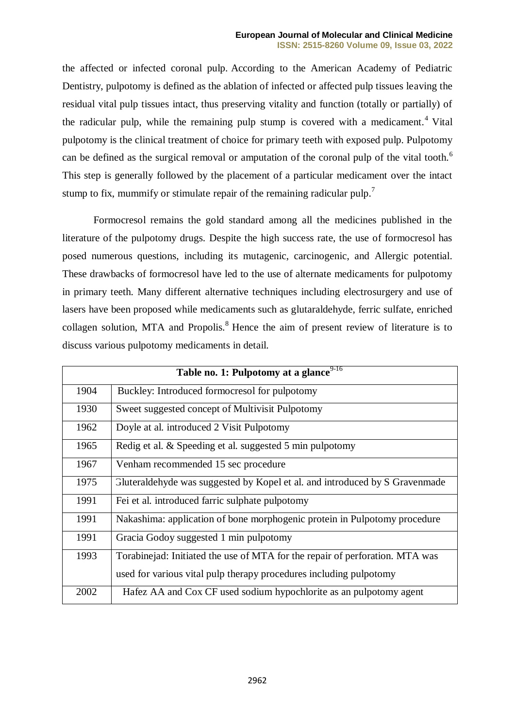the affected or infected coronal pulp. According to the American Academy of Pediatric Dentistry, pulpotomy is defined as the ablation of infected or affected pulp tissues leaving the residual vital pulp tissues intact, thus preserving vitality and function (totally or partially) of the radicular pulp, while the remaining pulp stump is covered with a medicament.[4] Vital pulpotomy is the clinical treatment of choice for primary teeth with exposed pulp. Pulpotomy can be defined as the surgical removal or amputation of the coronal pulp of the vital tooth.[6] This step is generally followed by the placement of a particular medicament over the intact stump to fix, mummify or stimulate repair of the remaining radicular pulp.[7]

Formocresol remains the gold standard among all the medicines published in the literature of the pulpotomy drugs. Despite the high success rate, the use of formocresol has posed numerous questions, including its mutagenic, carcinogenic, and Allergic potential. These drawbacks of formocresol have led to the use of alternate medicaments for pulpotomy in primary teeth. Many different alternative techniques including electrosurgery and use of lasers have been proposed while medicaments such as glutaraldehyde, ferric sulfate, enriched collagen solution, MTA and Propolis.[8] Hence the aim of present review of literature is to discuss various pulpotomy medicaments in detail.

| **Table no. 1: Pulpotomy at a glance**[9-16] | |
|---|---|
| 1904 | Buckley: Introduced formocresol for pulpotomy |
| 1930 | Sweet suggested concept of Multivisit Pulpotomy |
| 1962 | Doyle at al. introduced 2 Visit Pulpotomy |
| 1965 | Redig et al. & Speeding et al. suggested 5 min pulpotomy |
| 1967 | Venham recommended 15 sec procedure |
| 1975 | Gluteraldehyde was suggested by Kopel et al. and introduced by S Gravenmade |
| 1991 | Fei et al. introduced farric sulphate pulpotomy |
| 1991 | Nakashima: application of bone morphogenic protein in Pulpotomy procedure |
| 1991 | Gracia Godoy suggested 1 min pulpotomy |
| 1993 | Torabinejad: Initiated the use of MTA for the repair of perforation. MTA was used for various vital pulp therapy procedures including pulpotomy |
| 2002 | Hafez AA and Cox CF used sodium hypochlorite as an pulpotomy agent |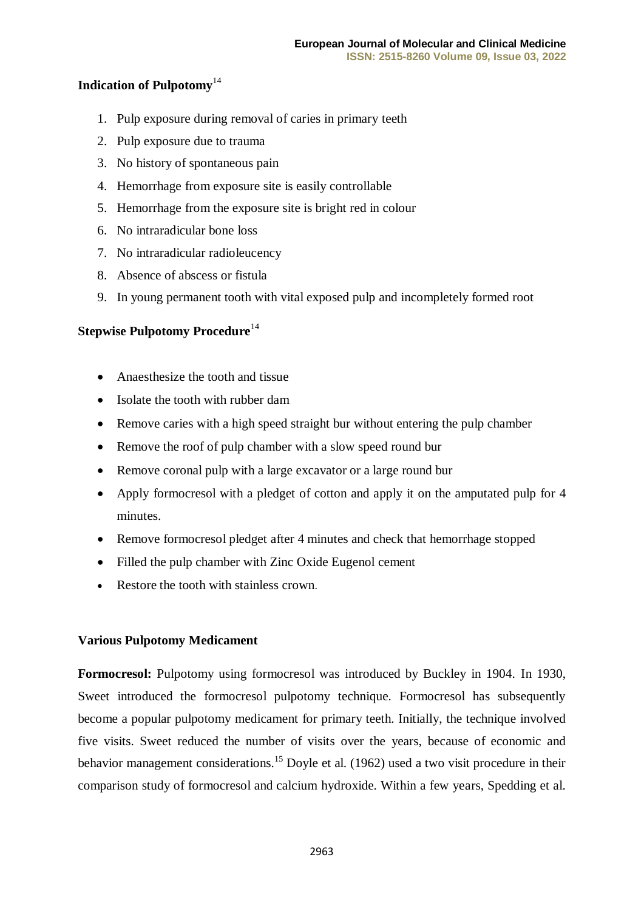## Indication of Pulpotomy[14]

1. Pulp exposure during removal of caries in primary teeth
2. Pulp exposure due to trauma
3. No history of spontaneous pain
4. Hemorrhage from exposure site is easily controllable
5. Hemorrhage from the exposure site is bright red in colour
6. No intraradicular bone loss
7. No intraradicular radioleucency
8. Absence of abscess or fistula
9. In young permanent tooth with vital exposed pulp and incompletely formed root

## Stepwise Pulpotomy Procedure[14]

- Anaesthesize the tooth and tissue
- Isolate the tooth with rubber dam
- Remove caries with a high speed straight bur without entering the pulp chamber
- Remove the roof of pulp chamber with a slow speed round bur
- Remove coronal pulp with a large excavator or a large round bur
- Apply formocresol with a pledget of cotton and apply it on the amputated pulp for 4 minutes.
- Remove formocresol pledget after 4 minutes and check that hemorrhage stopped
- Filled the pulp chamber with Zinc Oxide Eugenol cement
- Restore the tooth with stainless crown.

## Various Pulpotomy Medicament

**Formocresol:** Pulpotomy using formocresol was introduced by Buckley in 1904. In 1930, Sweet introduced the formocresol pulpotomy technique. Formocresol has subsequently become a popular pulpotomy medicament for primary teeth. Initially, the technique involved five visits. Sweet reduced the number of visits over the years, because of economic and behavior management considerations.[15] Doyle et al. (1962) used a two visit procedure in their comparison study of formocresol and calcium hydroxide. Within a few years, Spedding et al.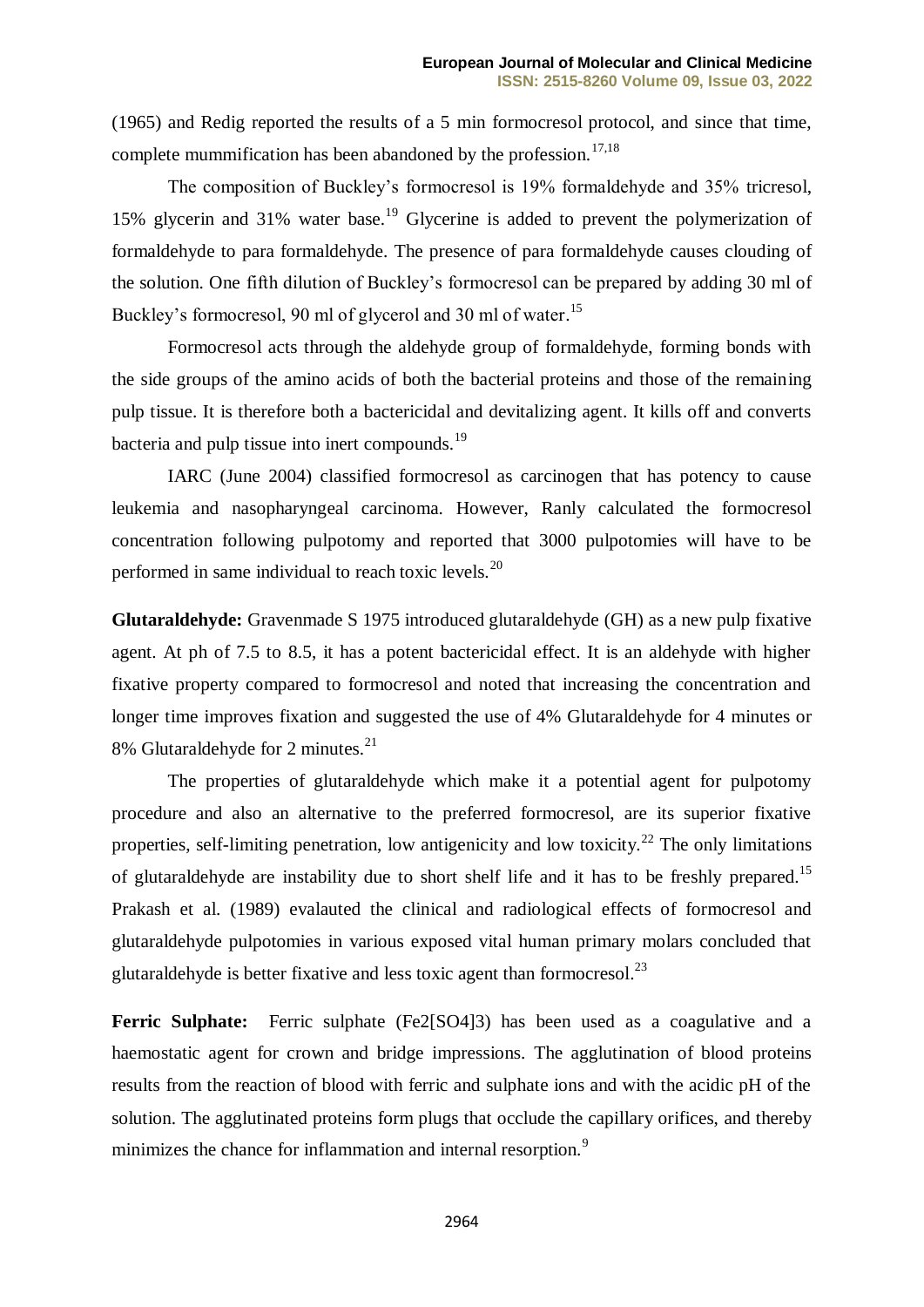(1965) and Redig reported the results of a 5 min formocresol protocol, and since that time, complete mummification has been abandoned by the profession.[17,18]

The composition of Buckley's formocresol is 19% formaldehyde and 35% tricresol, 15% glycerin and 31% water base.[19] Glycerine is added to prevent the polymerization of formaldehyde to para formaldehyde. The presence of para formaldehyde causes clouding of the solution. One fifth dilution of Buckley's formocresol can be prepared by adding 30 ml of Buckley's formocresol, 90 ml of glycerol and 30 ml of water.[15]

Formocresol acts through the aldehyde group of formaldehyde, forming bonds with the side groups of the amino acids of both the bacterial proteins and those of the remaining pulp tissue. It is therefore both a bactericidal and devitalizing agent. It kills off and converts bacteria and pulp tissue into inert compounds.[19]

IARC (June 2004) classified formocresol as carcinogen that has potency to cause leukemia and nasopharyngeal carcinoma. However, Ranly calculated the formocresol concentration following pulpotomy and reported that 3000 pulpotomies will have to be performed in same individual to reach toxic levels.[20]

**Glutaraldehyde:** Gravenmade S 1975 introduced glutaraldehyde (GH) as a new pulp fixative agent. At ph of 7.5 to 8.5, it has a potent bactericidal effect. It is an aldehyde with higher fixative property compared to formocresol and noted that increasing the concentration and longer time improves fixation and suggested the use of 4% Glutaraldehyde for 4 minutes or 8% Glutaraldehyde for 2 minutes.[21]

The properties of glutaraldehyde which make it a potential agent for pulpotomy procedure and also an alternative to the preferred formocresol, are its superior fixative properties, self-limiting penetration, low antigenicity and low toxicity.[22] The only limitations of glutaraldehyde are instability due to short shelf life and it has to be freshly prepared.[15] Prakash et al. (1989) evalauted the clinical and radiological effects of formocresol and glutaraldehyde pulpotomies in various exposed vital human primary molars concluded that glutaraldehyde is better fixative and less toxic agent than formocresol.[23]

**Ferric Sulphate:** Ferric sulphate ($Fe_2[SO_4]_3$) has been used as a coagulative and a haemostatic agent for crown and bridge impressions. The agglutination of blood proteins results from the reaction of blood with ferric and sulphate ions and with the acidic pH of the solution. The agglutinated proteins form plugs that occlude the capillary orifices, and thereby minimizes the chance for inflammation and internal resorption.[9]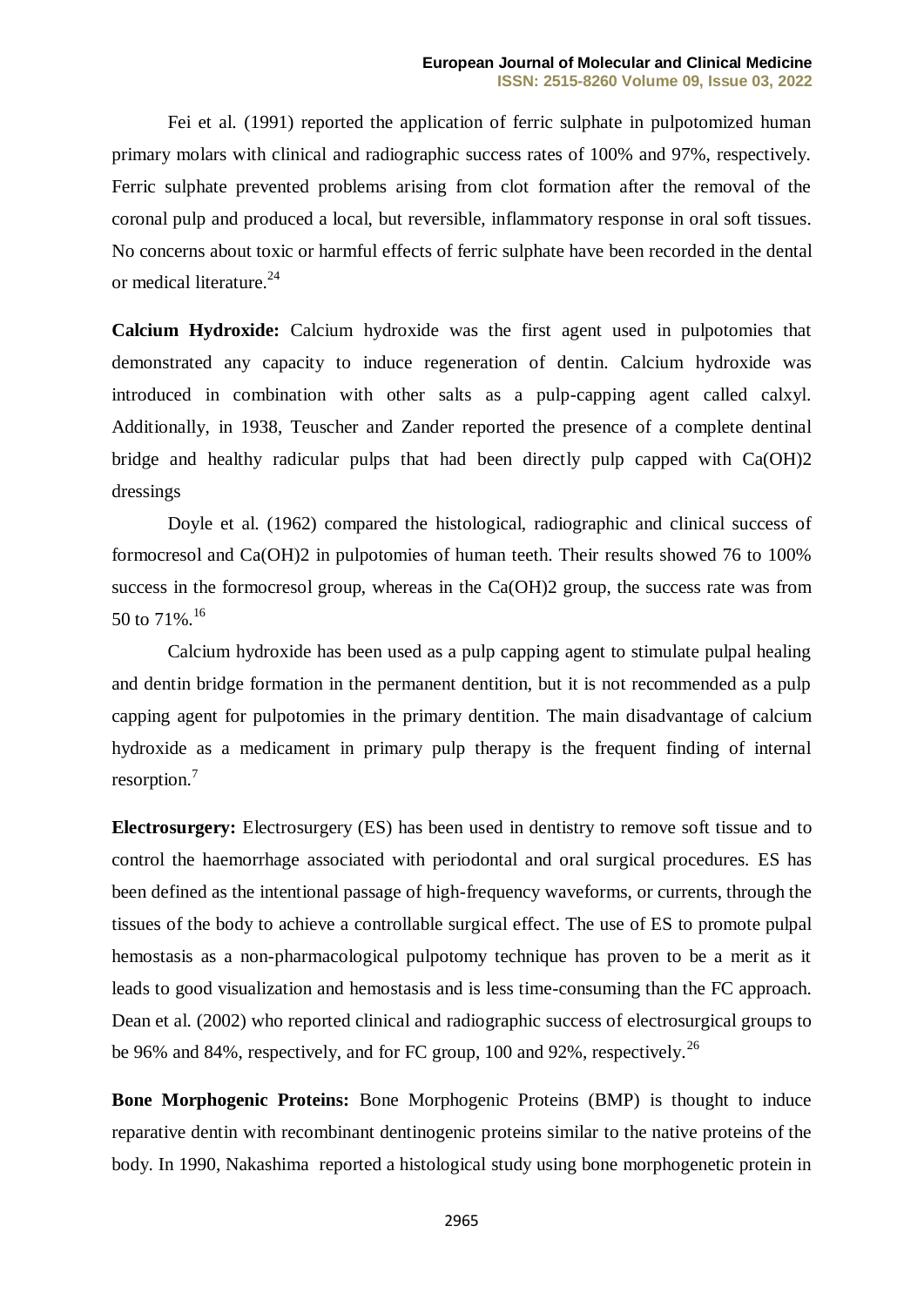Fei et al. (1991) reported the application of ferric sulphate in pulpotomized human primary molars with clinical and radiographic success rates of 100% and 97%, respectively. Ferric sulphate prevented problems arising from clot formation after the removal of the coronal pulp and produced a local, but reversible, inflammatory response in oral soft tissues. No concerns about toxic or harmful effects of ferric sulphate have been recorded in the dental or medical literature.[24]

**Calcium Hydroxide:** Calcium hydroxide was the first agent used in pulpotomies that demonstrated any capacity to induce regeneration of dentin. Calcium hydroxide was introduced in combination with other salts as a pulp-capping agent called calxyl. Additionally, in 1938, Teuscher and Zander reported the presence of a complete dentinal bridge and healthy radicular pulps that had been directly pulp capped with $Ca(OH)_2$ dressings

Doyle et al. (1962) compared the histological, radiographic and clinical success of formocresol and $Ca(OH)_2$ in pulpotomies of human teeth. Their results showed 76 to 100% success in the formocresol group, whereas in the $Ca(OH)_2$ group, the success rate was from 50 to 71%.[16]

Calcium hydroxide has been used as a pulp capping agent to stimulate pulpal healing and dentin bridge formation in the permanent dentition, but it is not recommended as a pulp capping agent for pulpotomies in the primary dentition. The main disadvantage of calcium hydroxide as a medicament in primary pulp therapy is the frequent finding of internal resorption.[7]

**Electrosurgery:** Electrosurgery (ES) has been used in dentistry to remove soft tissue and to control the haemorrhage associated with periodontal and oral surgical procedures. ES has been defined as the intentional passage of high-frequency waveforms, or currents, through the tissues of the body to achieve a controllable surgical effect. The use of ES to promote pulpal hemostasis as a non-pharmacological pulpotomy technique has proven to be a merit as it leads to good visualization and hemostasis and is less time-consuming than the FC approach. Dean et al. (2002) who reported clinical and radiographic success of electrosurgical groups to be 96% and 84%, respectively, and for FC group, 100 and 92%, respectively.[26]

**Bone Morphogenic Proteins:** Bone Morphogenic Proteins (BMP) is thought to induce reparative dentin with recombinant dentinogenic proteins similar to the native proteins of the body. In 1990, Nakashima reported a histological study using bone morphogenetic protein in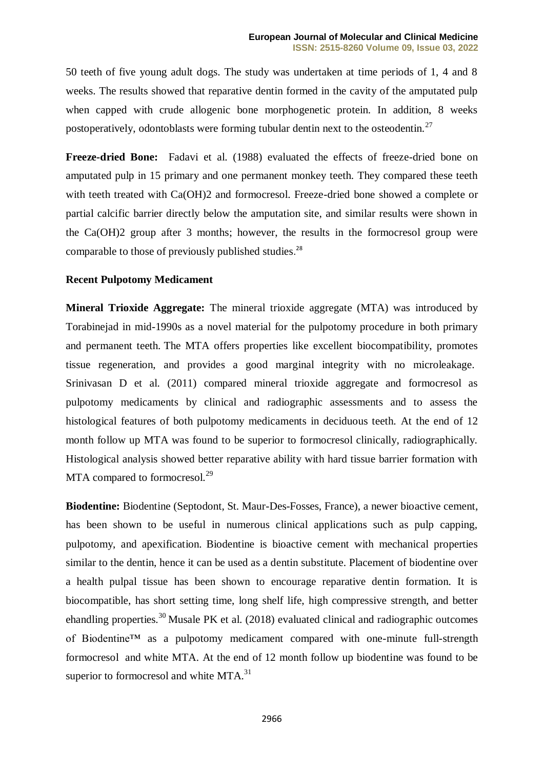50 teeth of five young adult dogs. The study was undertaken at time periods of 1, 4 and 8 weeks. The results showed that reparative dentin formed in the cavity of the amputated pulp when capped with crude allogenic bone morphogenetic protein. In addition, 8 weeks postoperatively, odontoblasts were forming tubular dentin next to the osteodentin.[27]

**Freeze-dried Bone:** Fadavi et al. (1988) evaluated the effects of freeze-dried bone on amputated pulp in 15 primary and one permanent monkey teeth. They compared these teeth with teeth treated with $Ca(OH)_2$ and formocresol. Freeze-dried bone showed a complete or partial calcific barrier directly below the amputation site, and similar results were shown in the $Ca(OH)_2$ group after 3 months; however, the results in the formocresol group were comparable to those of previously published studies.[28]

**Recent Pulpotomy Medicament**

**Mineral Trioxide Aggregate:** The mineral trioxide aggregate (MTA) was introduced by Torabinejad in mid-1990s as a novel material for the pulpotomy procedure in both primary and permanent teeth. The MTA offers properties like excellent biocompatibility, promotes tissue regeneration, and provides a good marginal integrity with no microleakage. Srinivasan D et al. (2011) compared mineral trioxide aggregate and formocresol as pulpotomy medicaments by clinical and radiographic assessments and to assess the histological features of both pulpotomy medicaments in deciduous teeth. At the end of 12 month follow up MTA was found to be superior to formocresol clinically, radiographically. Histological analysis showed better reparative ability with hard tissue barrier formation with MTA compared to formocresol.[29]

**Biodentine:** Biodentine (Septodont, St. Maur-Des-Fosses, France), a newer bioactive cement, has been shown to be useful in numerous clinical applications such as pulp capping, pulpotomy, and apexification. Biodentine is bioactive cement with mechanical properties similar to the dentin, hence it can be used as a dentin substitute. Placement of biodentine over a health pulpal tissue has been shown to encourage reparative dentin formation. It is biocompatible, has short setting time, long shelf life, high compressive strength, and better ehandling properties.[30] Musale PK et al. (2018) evaluated clinical and radiographic outcomes of Biodentine™ as a pulpotomy medicament compared with one-minute full-strength formocresol and white MTA. At the end of 12 month follow up biodentine was found to be superior to formocresol and white MTA.[31]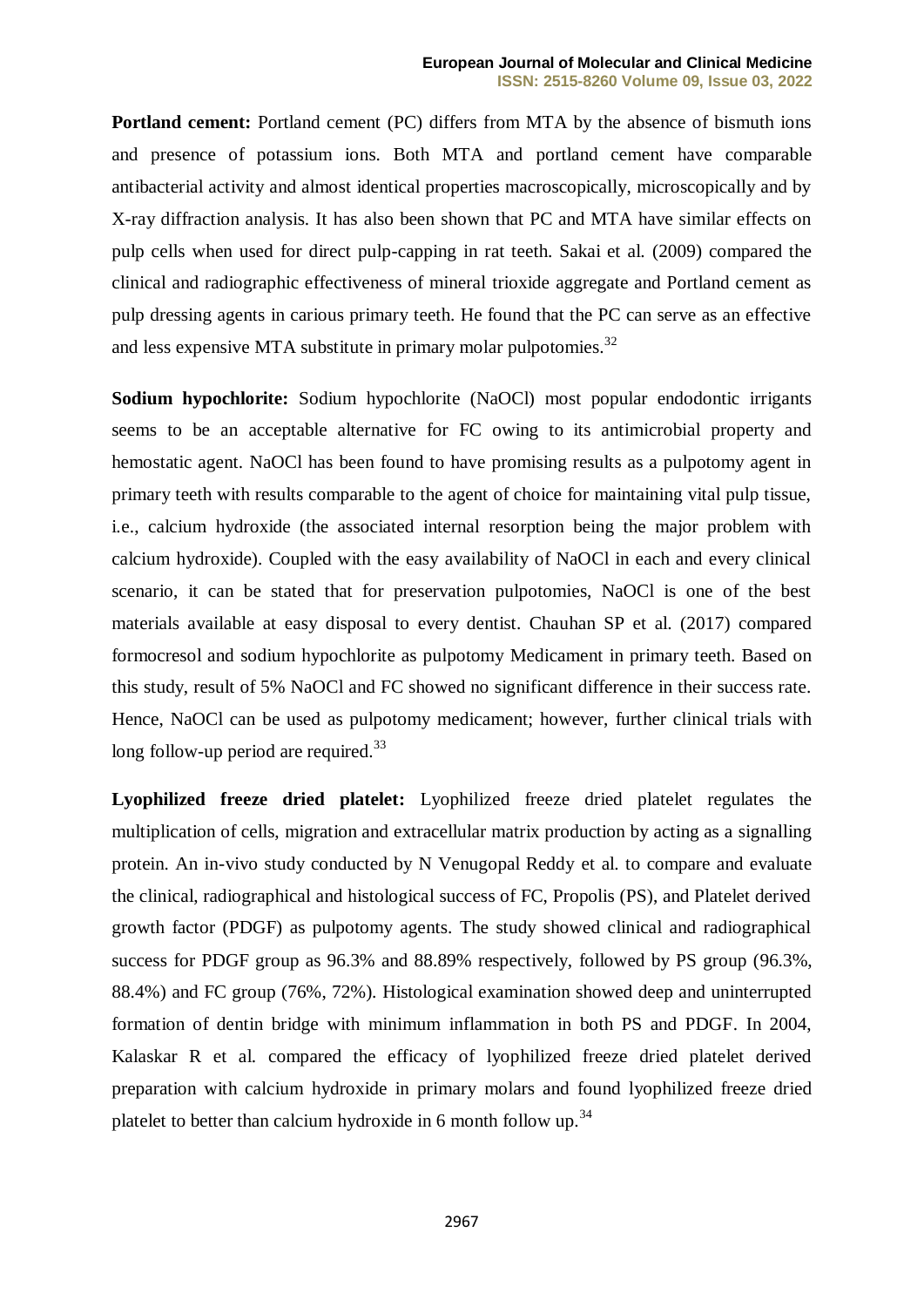**Portland cement:** Portland cement (PC) differs from MTA by the absence of bismuth ions and presence of potassium ions. Both MTA and portland cement have comparable antibacterial activity and almost identical properties macroscopically, microscopically and by X-ray diffraction analysis. It has also been shown that PC and MTA have similar effects on pulp cells when used for direct pulp-capping in rat teeth. Sakai et al. (2009) compared the clinical and radiographic effectiveness of mineral trioxide aggregate and Portland cement as pulp dressing agents in carious primary teeth. He found that the PC can serve as an effective and less expensive MTA substitute in primary molar pulpotomies.[32]

**Sodium hypochlorite:** Sodium hypochlorite (NaOCl) most popular endodontic irrigants seems to be an acceptable alternative for FC owing to its antimicrobial property and hemostatic agent. NaOCl has been found to have promising results as a pulpotomy agent in primary teeth with results comparable to the agent of choice for maintaining vital pulp tissue, i.e., calcium hydroxide (the associated internal resorption being the major problem with calcium hydroxide). Coupled with the easy availability of NaOCl in each and every clinical scenario, it can be stated that for preservation pulpotomies, NaOCl is one of the best materials available at easy disposal to every dentist. Chauhan SP et al. (2017) compared formocresol and sodium hypochlorite as pulpotomy Medicament in primary teeth. Based on this study, result of 5% NaOCl and FC showed no significant difference in their success rate. Hence, NaOCl can be used as pulpotomy medicament; however, further clinical trials with long follow-up period are required.[33]

**Lyophilized freeze dried platelet:** Lyophilized freeze dried platelet regulates the multiplication of cells, migration and extracellular matrix production by acting as a signalling protein. An in-vivo study conducted by N Venugopal Reddy et al. to compare and evaluate the clinical, radiographical and histological success of FC, Propolis (PS), and Platelet derived growth factor (PDGF) as pulpotomy agents. The study showed clinical and radiographical success for PDGF group as 96.3% and 88.89% respectively, followed by PS group (96.3%, 88.4%) and FC group (76%, 72%). Histological examination showed deep and uninterrupted formation of dentin bridge with minimum inflammation in both PS and PDGF. In 2004, Kalaskar R et al. compared the efficacy of lyophilized freeze dried platelet derived preparation with calcium hydroxide in primary molars and found lyophilized freeze dried platelet to better than calcium hydroxide in 6 month follow up.[34]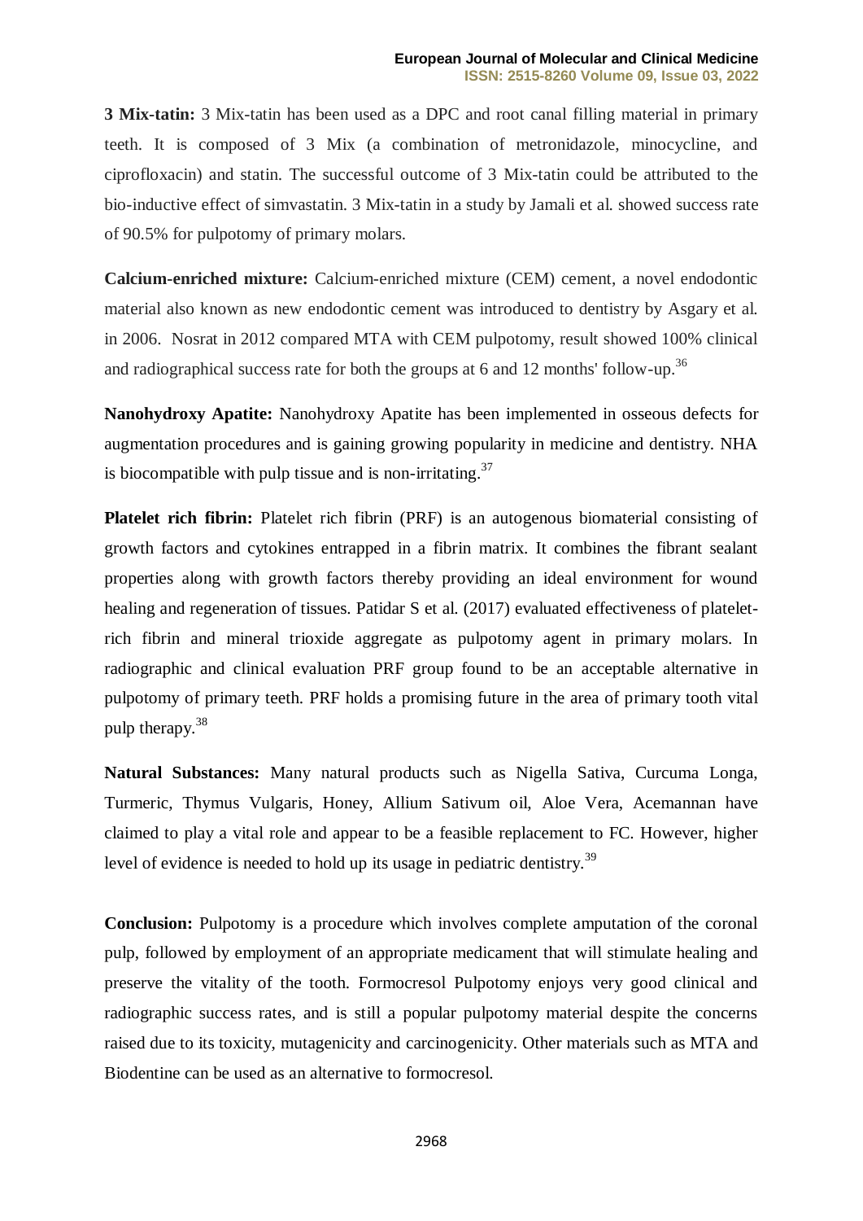**3 Mix-tatin:** 3 Mix-tatin has been used as a DPC and root canal filling material in primary teeth. It is composed of 3 Mix (a combination of metronidazole, minocycline, and ciprofloxacin) and statin. The successful outcome of 3 Mix-tatin could be attributed to the bio-inductive effect of simvastatin. 3 Mix-tatin in a study by Jamali et al. showed success rate of 90.5% for pulpotomy of primary molars.

**Calcium-enriched mixture:** Calcium-enriched mixture (CEM) cement, a novel endodontic material also known as new endodontic cement was introduced to dentistry by Asgary et al. in 2006. Nosrat in 2012 compared MTA with CEM pulpotomy, result showed 100% clinical and radiographical success rate for both the groups at 6 and 12 months' follow-up.[36]

**Nanohydroxy Apatite:** Nanohydroxy Apatite has been implemented in osseous defects for augmentation procedures and is gaining growing popularity in medicine and dentistry. NHA is biocompatible with pulp tissue and is non-irritating.[37]

**Platelet rich fibrin:** Platelet rich fibrin (PRF) is an autogenous biomaterial consisting of growth factors and cytokines entrapped in a fibrin matrix. It combines the fibrant sealant properties along with growth factors thereby providing an ideal environment for wound healing and regeneration of tissues. Patidar S et al. (2017) evaluated effectiveness of platelet-rich fibrin and mineral trioxide aggregate as pulpotomy agent in primary molars. In radiographic and clinical evaluation PRF group found to be an acceptable alternative in pulpotomy of primary teeth. PRF holds a promising future in the area of primary tooth vital pulp therapy.[38]

**Natural Substances:** Many natural products such as Nigella Sativa, Curcuma Longa, Turmeric, Thymus Vulgaris, Honey, Allium Sativum oil, Aloe Vera, Acemannan have claimed to play a vital role and appear to be a feasible replacement to FC. However, higher level of evidence is needed to hold up its usage in pediatric dentistry.[39]

**Conclusion:** Pulpotomy is a procedure which involves complete amputation of the coronal pulp, followed by employment of an appropriate medicament that will stimulate healing and preserve the vitality of the tooth. Formocresol Pulpotomy enjoys very good clinical and radiographic success rates, and is still a popular pulpotomy material despite the concerns raised due to its toxicity, mutagenicity and carcinogenicity. Other materials such as MTA and Biodentine can be used as an alternative to formocresol.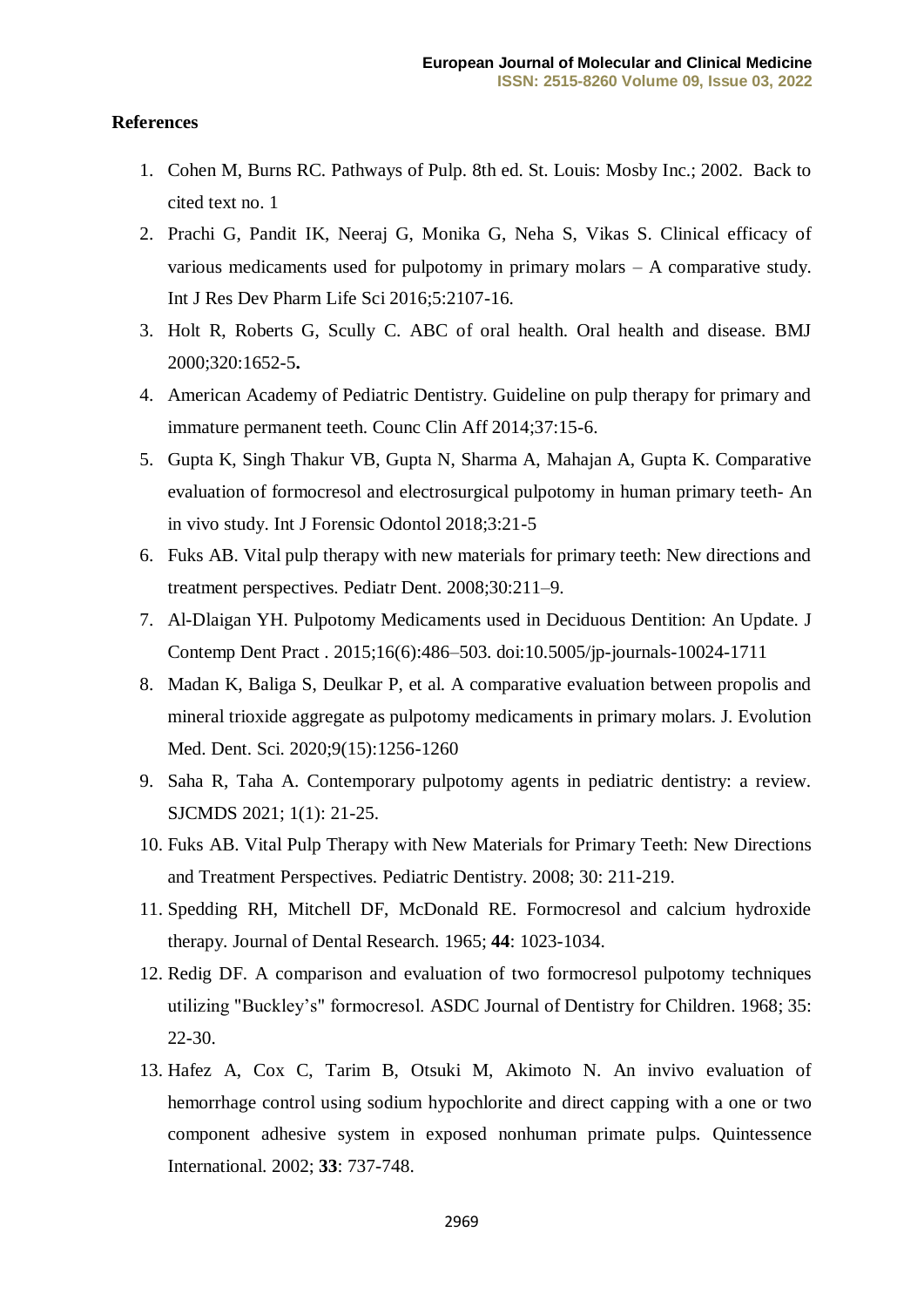## References

1. Cohen M, Burns RC. Pathways of Pulp. 8th ed. St. Louis: Mosby Inc.; 2002. Back to cited text no. 1
2. Prachi G, Pandit IK, Neeraj G, Monika G, Neha S, Vikas S. Clinical efficacy of various medicaments used for pulpotomy in primary molars – A comparative study. Int J Res Dev Pharm Life Sci 2016;5:2107-16.
3. Holt R, Roberts G, Scully C. ABC of oral health. Oral health and disease. BMJ 2000;320:1652-5**.**
4. American Academy of Pediatric Dentistry. Guideline on pulp therapy for primary and immature permanent teeth. Counc Clin Aff 2014;37:15-6.
5. Gupta K, Singh Thakur VB, Gupta N, Sharma A, Mahajan A, Gupta K. Comparative evaluation of formocresol and electrosurgical pulpotomy in human primary teeth- An in vivo study. Int J Forensic Odontol 2018;3:21-5
6. Fuks AB. Vital pulp therapy with new materials for primary teeth: New directions and treatment perspectives. Pediatr Dent. 2008;30:211–9.
7. Al-Dlaigan YH. Pulpotomy Medicaments used in Deciduous Dentition: An Update. J Contemp Dent Pract . 2015;16(6):486–503. doi:10.5005/jp-journals-10024-1711
8. Madan K, Baliga S, Deulkar P, et al. A comparative evaluation between propolis and mineral trioxide aggregate as pulpotomy medicaments in primary molars. J. Evolution Med. Dent. Sci. 2020;9(15):1256-1260
9. Saha R, Taha A. Contemporary pulpotomy agents in pediatric dentistry: a review. SJCMDS 2021; 1(1): 21-25.
10. Fuks AB. Vital Pulp Therapy with New Materials for Primary Teeth: New Directions and Treatment Perspectives. Pediatric Dentistry. 2008; 30: 211-219.
11. Spedding RH, Mitchell DF, McDonald RE. Formocresol and calcium hydroxide therapy. Journal of Dental Research. 1965; **44**: 1023-1034.
12. Redig DF. A comparison and evaluation of two formocresol pulpotomy techniques utilizing "Buckley's" formocresol. ASDC Journal of Dentistry for Children. 1968; 35: 22-30.
13. Hafez A, Cox C, Tarim B, Otsuki M, Akimoto N. An invivo evaluation of hemorrhage control using sodium hypochlorite and direct capping with a one or two component adhesive system in exposed nonhuman primate pulps. Quintessence International. 2002; **33**: 737-748.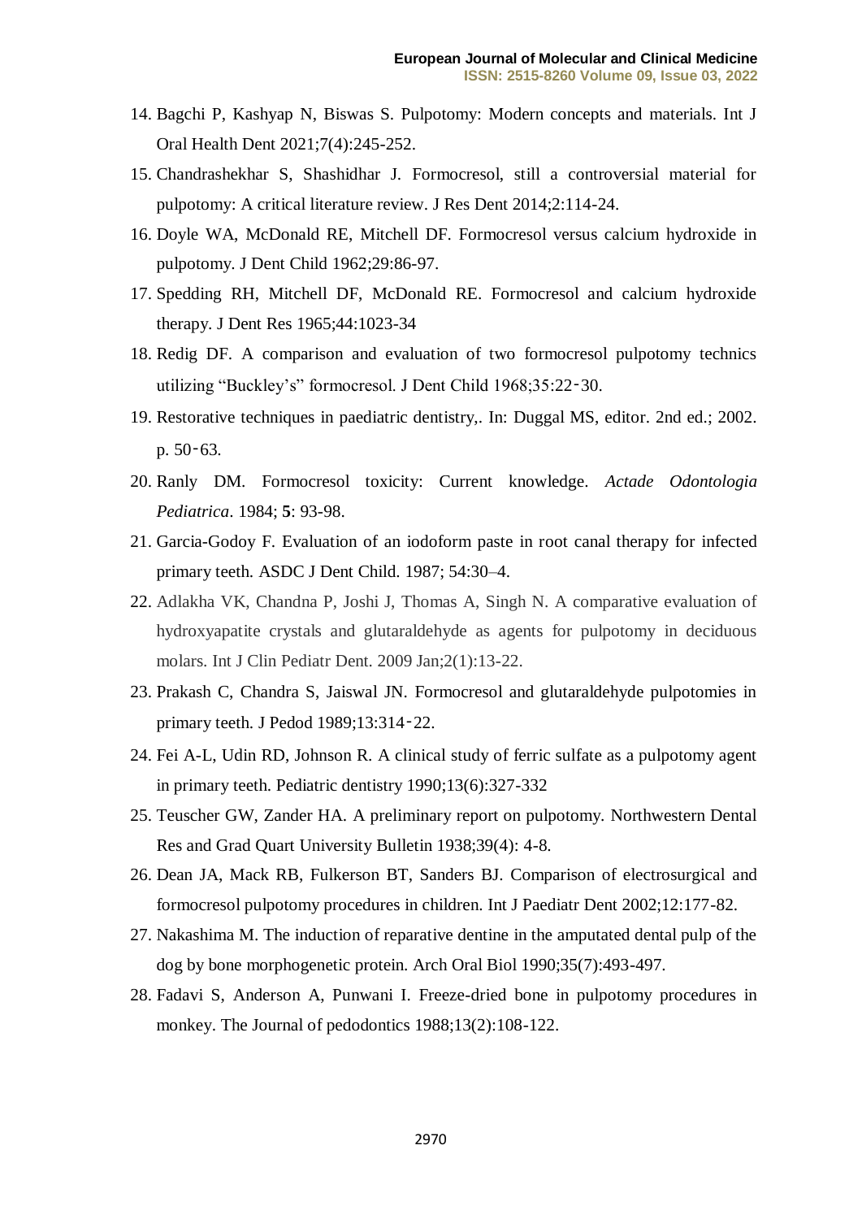14. Bagchi P, Kashyap N, Biswas S. Pulpotomy: Modern concepts and materials. Int J Oral Health Dent 2021;7(4):245-252.
15. Chandrashekhar S, Shashidhar J. Formocresol, still a controversial material for pulpotomy: A critical literature review. J Res Dent 2014;2:114-24.
16. Doyle WA, McDonald RE, Mitchell DF. Formocresol versus calcium hydroxide in pulpotomy. J Dent Child 1962;29:86-97.
17. Spedding RH, Mitchell DF, McDonald RE. Formocresol and calcium hydroxide therapy. J Dent Res 1965;44:1023-34
18. Redig DF. A comparison and evaluation of two formocresol pulpotomy technics utilizing "Buckley's" formocresol. J Dent Child 1968;35:22‑30.
19. Restorative techniques in paediatric dentistry,. In: Duggal MS, editor. 2nd ed.; 2002. p. 50‑63.
20. Ranly DM. Formocresol toxicity: Current knowledge. *Actade Odontologia Pediatrica*. 1984; **5**: 93-98.
21. Garcia-Godoy F. Evaluation of an iodoform paste in root canal therapy for infected primary teeth. ASDC J Dent Child. 1987; 54:30–4.
22. Adlakha VK, Chandna P, Joshi J, Thomas A, Singh N. A comparative evaluation of hydroxyapatite crystals and glutaraldehyde as agents for pulpotomy in deciduous molars. Int J Clin Pediatr Dent. 2009 Jan;2(1):13-22.
23. Prakash C, Chandra S, Jaiswal JN. Formocresol and glutaraldehyde pulpotomies in primary teeth. J Pedod 1989;13:314‑22.
24. Fei A-L, Udin RD, Johnson R. A clinical study of ferric sulfate as a pulpotomy agent in primary teeth. Pediatric dentistry 1990;13(6):327-332
25. Teuscher GW, Zander HA. A preliminary report on pulpotomy. Northwestern Dental Res and Grad Quart University Bulletin 1938;39(4): 4-8.
26. Dean JA, Mack RB, Fulkerson BT, Sanders BJ. Comparison of electrosurgical and formocresol pulpotomy procedures in children. Int J Paediatr Dent 2002;12:177-82.
27. Nakashima M. The induction of reparative dentine in the amputated dental pulp of the dog by bone morphogenetic protein. Arch Oral Biol 1990;35(7):493-497.
28. Fadavi S, Anderson A, Punwani I. Freeze-dried bone in pulpotomy procedures in monkey. The Journal of pedodontics 1988;13(2):108-122.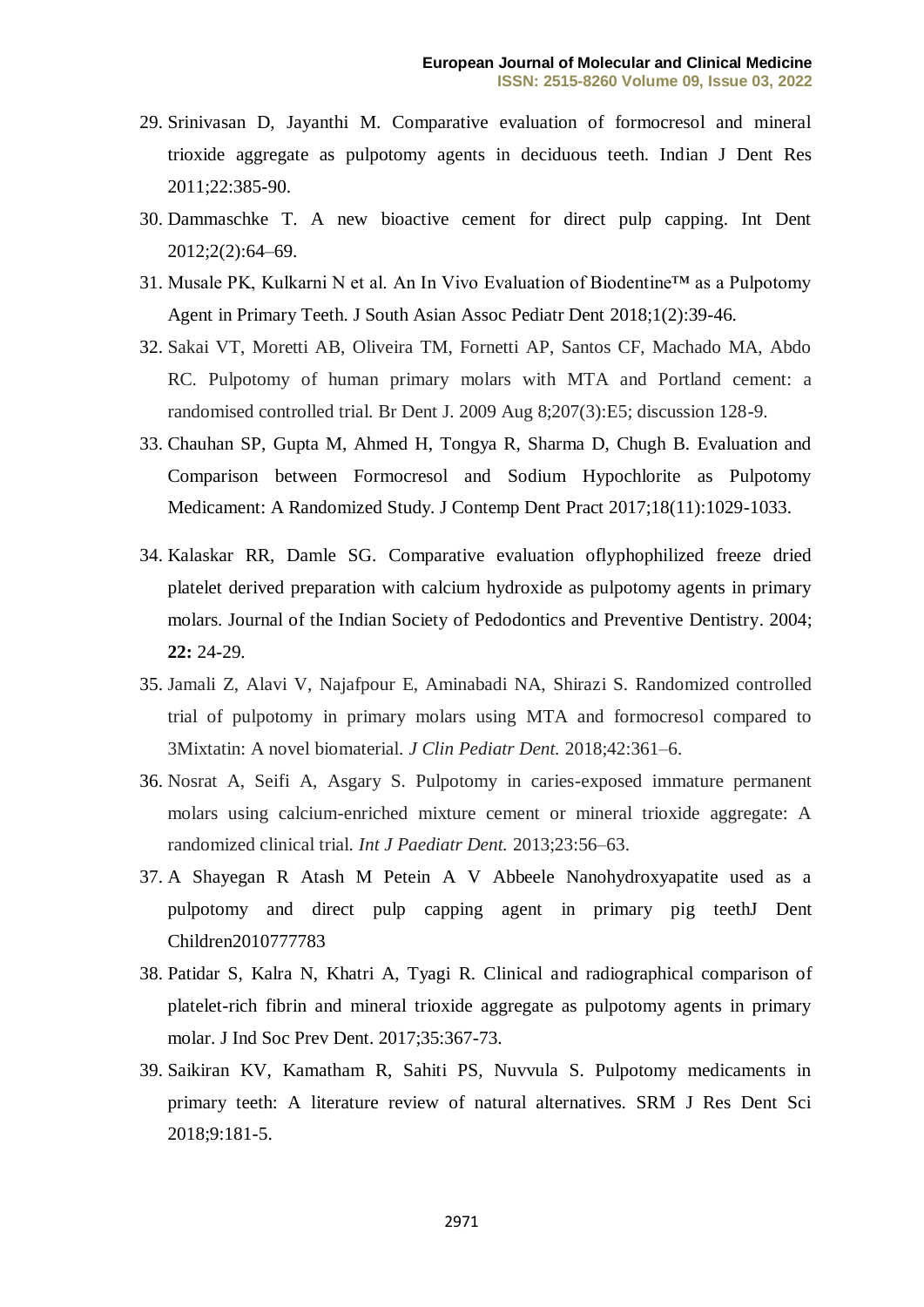29. Srinivasan D, Jayanthi M. Comparative evaluation of formocresol and mineral trioxide aggregate as pulpotomy agents in deciduous teeth. Indian J Dent Res 2011;22:385-90.
30. Dammaschke T. A new bioactive cement for direct pulp capping. Int Dent 2012;2(2):64–69.
31. Musale PK, Kulkarni N et al. An In Vivo Evaluation of Biodentine™ as a Pulpotomy Agent in Primary Teeth. J South Asian Assoc Pediatr Dent 2018;1(2):39-46.
32. Sakai VT, Moretti AB, Oliveira TM, Fornetti AP, Santos CF, Machado MA, Abdo RC. Pulpotomy of human primary molars with MTA and Portland cement: a randomised controlled trial. Br Dent J. 2009 Aug 8;207(3):E5; discussion 128-9.
33. Chauhan SP, Gupta M, Ahmed H, Tongya R, Sharma D, Chugh B. Evaluation and Comparison between Formocresol and Sodium Hypochlorite as Pulpotomy Medicament: A Randomized Study. J Contemp Dent Pract 2017;18(11):1029-1033.
34. Kalaskar RR, Damle SG. Comparative evaluation oflyphophilized freeze dried platelet derived preparation with calcium hydroxide as pulpotomy agents in primary molars. Journal of the Indian Society of Pedodontics and Preventive Dentistry. 2004; **22:** 24-29.
35. Jamali Z, Alavi V, Najafpour E, Aminabadi NA, Shirazi S. Randomized controlled trial of pulpotomy in primary molars using MTA and formocresol compared to 3Mixtatin: A novel biomaterial. *J Clin Pediatr Dent.* 2018;42:361–6.
36. Nosrat A, Seifi A, Asgary S. Pulpotomy in caries-exposed immature permanent molars using calcium-enriched mixture cement or mineral trioxide aggregate: A randomized clinical trial. *Int J Paediatr Dent.* 2013;23:56–63.
37. A Shayegan R Atash M Petein A V Abbeele Nanohydroxyapatite used as a pulpotomy and direct pulp capping agent in primary pig teethJ Dent Children2010777783
38. Patidar S, Kalra N, Khatri A, Tyagi R. Clinical and radiographical comparison of platelet-rich fibrin and mineral trioxide aggregate as pulpotomy agents in primary molar. J Ind Soc Prev Dent. 2017;35:367-73.
39. Saikiran KV, Kamatham R, Sahiti PS, Nuvvula S. Pulpotomy medicaments in primary teeth: A literature review of natural alternatives. SRM J Res Dent Sci 2018;9:181-5.